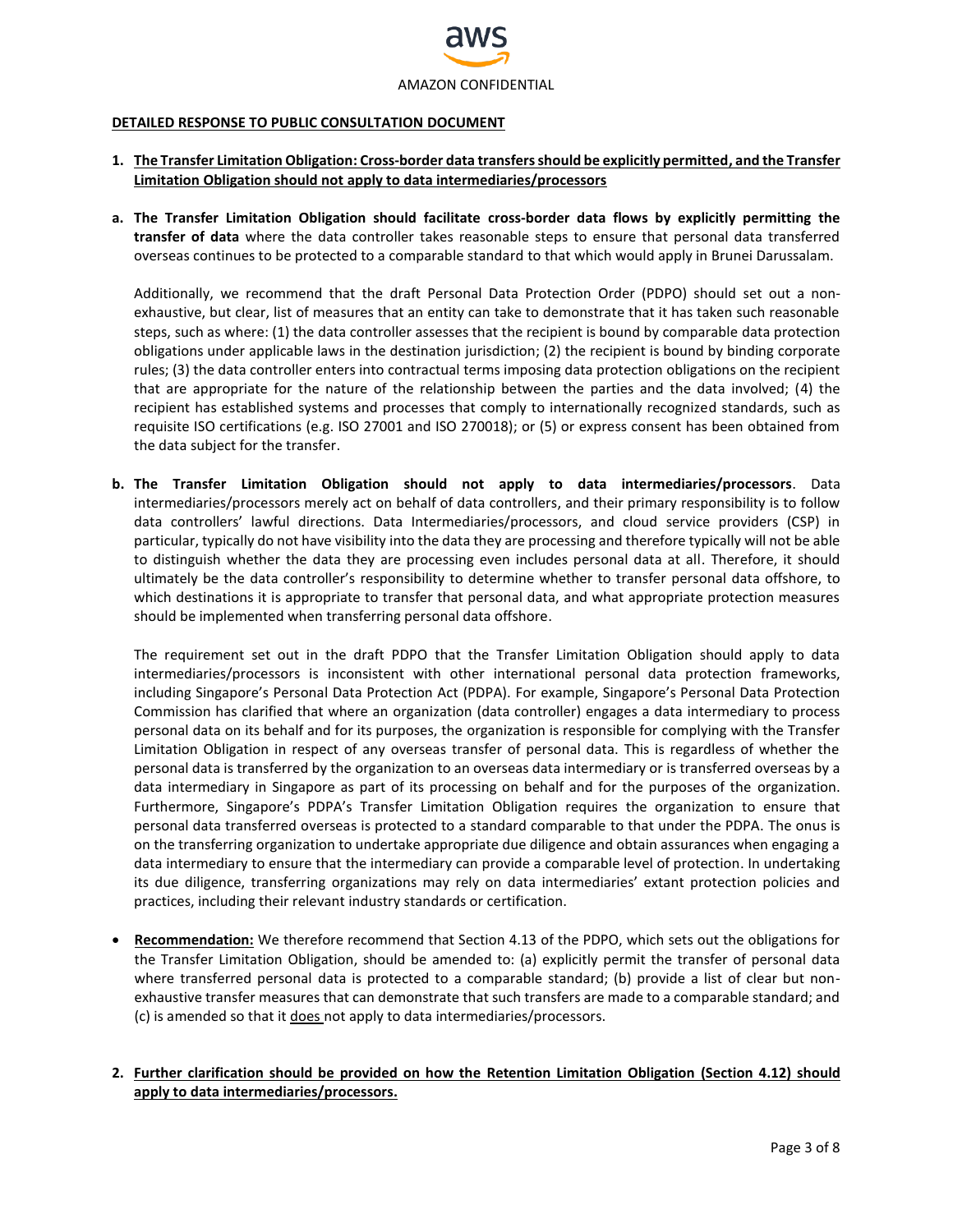**DETAILED RESPONSE TO PUBLIC CONSULTATION DOCUMENT**

1. **The Transfer Limitation Obligation: Cross-border data transfers should be explicitly permitted, and the Transfer Limitation Obligation should not apply to data intermediaries/processors**

**a. The Transfer Limitation Obligation should facilitate cross-border data flows by explicitly permitting the transfer of data** where the data controller takes reasonable steps to ensure that personal data transferred overseas continues to be protected to a comparable standard to that which would apply in Brunei Darussalam.

Additionally, we recommend that the draft Personal Data Protection Order (PDPO) should set out a non-exhaustive, but clear, list of measures that an entity can take to demonstrate that it has taken such reasonable steps, such as where: (1) the data controller assesses that the recipient is bound by comparable data protection obligations under applicable laws in the destination jurisdiction; (2) the recipient is bound by binding corporate rules; (3) the data controller enters into contractual terms imposing data protection obligations on the recipient that are appropriate for the nature of the relationship between the parties and the data involved; (4) the recipient has established systems and processes that comply to internationally recognized standards, such as requisite ISO certifications (e.g. ISO 27001 and ISO 270018); or (5) or express consent has been obtained from the data subject for the transfer.

**b. The Transfer Limitation Obligation should not apply to data intermediaries/processors**. Data intermediaries/processors merely act on behalf of data controllers, and their primary responsibility is to follow data controllers' lawful directions. Data Intermediaries/processors, and cloud service providers (CSP) in particular, typically do not have visibility into the data they are processing and therefore typically will not be able to distinguish whether the data they are processing even includes personal data at all. Therefore, it should ultimately be the data controller's responsibility to determine whether to transfer personal data offshore, to which destinations it is appropriate to transfer that personal data, and what appropriate protection measures should be implemented when transferring personal data offshore.

The requirement set out in the draft PDPO that the Transfer Limitation Obligation should apply to data intermediaries/processors is inconsistent with other international personal data protection frameworks, including Singapore's Personal Data Protection Act (PDPA). For example, Singapore's Personal Data Protection Commission has clarified that where an organization (data controller) engages a data intermediary to process personal data on its behalf and for its purposes, the organization is responsible for complying with the Transfer Limitation Obligation in respect of any overseas transfer of personal data. This is regardless of whether the personal data is transferred by the organization to an overseas data intermediary or is transferred overseas by a data intermediary in Singapore as part of its processing on behalf and for the purposes of the organization. Furthermore, Singapore's PDPA's Transfer Limitation Obligation requires the organization to ensure that personal data transferred overseas is protected to a standard comparable to that under the PDPA. The onus is on the transferring organization to undertake appropriate due diligence and obtain assurances when engaging a data intermediary to ensure that the intermediary can provide a comparable level of protection. In undertaking its due diligence, transferring organizations may rely on data intermediaries' extant protection policies and practices, including their relevant industry standards or certification.

- **Recommendation:** We therefore recommend that Section 4.13 of the PDPO, which sets out the obligations for the Transfer Limitation Obligation, should be amended to: (a) explicitly permit the transfer of personal data where transferred personal data is protected to a comparable standard; (b) provide a list of clear but non-exhaustive transfer measures that can demonstrate that such transfers are made to a comparable standard; and (c) is amended so that it does not apply to data intermediaries/processors.

2. **Further clarification should be provided on how the Retention Limitation Obligation (Section 4.12) should apply to data intermediaries/processors.**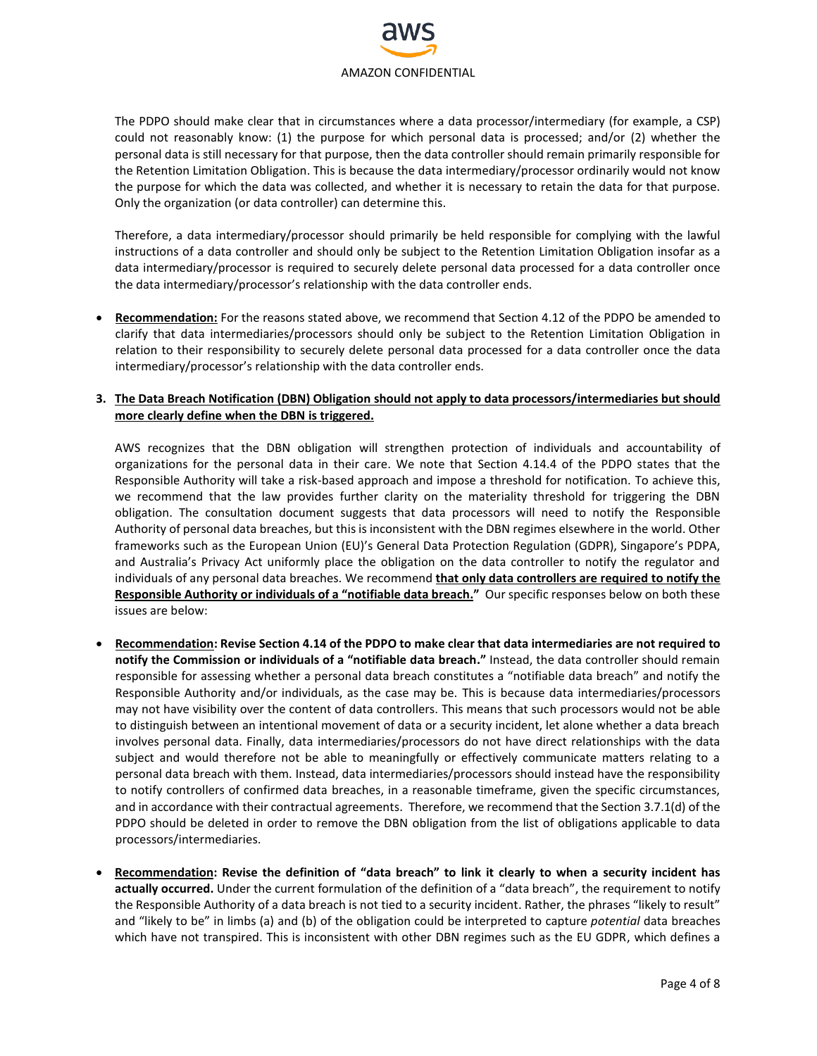The PDPO should make clear that in circumstances where a data processor/intermediary (for example, a CSP) could not reasonably know: (1) the purpose for which personal data is processed; and/or (2) whether the personal data is still necessary for that purpose, then the data controller should remain primarily responsible for the Retention Limitation Obligation. This is because the data intermediary/processor ordinarily would not know the purpose for which the data was collected, and whether it is necessary to retain the data for that purpose. Only the organization (or data controller) can determine this.

Therefore, a data intermediary/processor should primarily be held responsible for complying with the lawful instructions of a data controller and should only be subject to the Retention Limitation Obligation insofar as a data intermediary/processor is required to securely delete personal data processed for a data controller once the data intermediary/processor's relationship with the data controller ends.

- **Recommendation:** For the reasons stated above, we recommend that Section 4.12 of the PDPO be amended to clarify that data intermediaries/processors should only be subject to the Retention Limitation Obligation in relation to their responsibility to securely delete personal data processed for a data controller once the data intermediary/processor's relationship with the data controller ends.

### 3. The Data Breach Notification (DBN) Obligation should not apply to data processors/intermediaries but should more clearly define when the DBN is triggered.

AWS recognizes that the DBN obligation will strengthen protection of individuals and accountability of organizations for the personal data in their care. We note that Section 4.14.4 of the PDPO states that the Responsible Authority will take a risk-based approach and impose a threshold for notification. To achieve this, we recommend that the law provides further clarity on the materiality threshold for triggering the DBN obligation. The consultation document suggests that data processors will need to notify the Responsible Authority of personal data breaches, but this is inconsistent with the DBN regimes elsewhere in the world. Other frameworks such as the European Union (EU)'s General Data Protection Regulation (GDPR), Singapore's PDPA, and Australia's Privacy Act uniformly place the obligation on the data controller to notify the regulator and individuals of any personal data breaches. We recommend **that only data controllers are required to notify the Responsible Authority or individuals of a "notifiable data breach."** Our specific responses below on both these issues are below:

- **Recommendation: Revise Section 4.14 of the PDPO to make clear that data intermediaries are not required to notify the Commission or individuals of a "notifiable data breach."** Instead, the data controller should remain responsible for assessing whether a personal data breach constitutes a "notifiable data breach" and notify the Responsible Authority and/or individuals, as the case may be. This is because data intermediaries/processors may not have visibility over the content of data controllers. This means that such processors would not be able to distinguish between an intentional movement of data or a security incident, let alone whether a data breach involves personal data. Finally, data intermediaries/processors do not have direct relationships with the data subject and would therefore not be able to meaningfully or effectively communicate matters relating to a personal data breach with them. Instead, data intermediaries/processors should instead have the responsibility to notify controllers of confirmed data breaches, in a reasonable timeframe, given the specific circumstances, and in accordance with their contractual agreements. Therefore, we recommend that the Section 3.7.1(d) of the PDPO should be deleted in order to remove the DBN obligation from the list of obligations applicable to data processors/intermediaries.

- **Recommendation: Revise the definition of "data breach" to link it clearly to when a security incident has actually occurred.** Under the current formulation of the definition of a "data breach", the requirement to notify the Responsible Authority of a data breach is not tied to a security incident. Rather, the phrases "likely to result" and "likely to be" in limbs (a) and (b) of the obligation could be interpreted to capture *potential* data breaches which have not transpired. This is inconsistent with other DBN regimes such as the EU GDPR, which defines a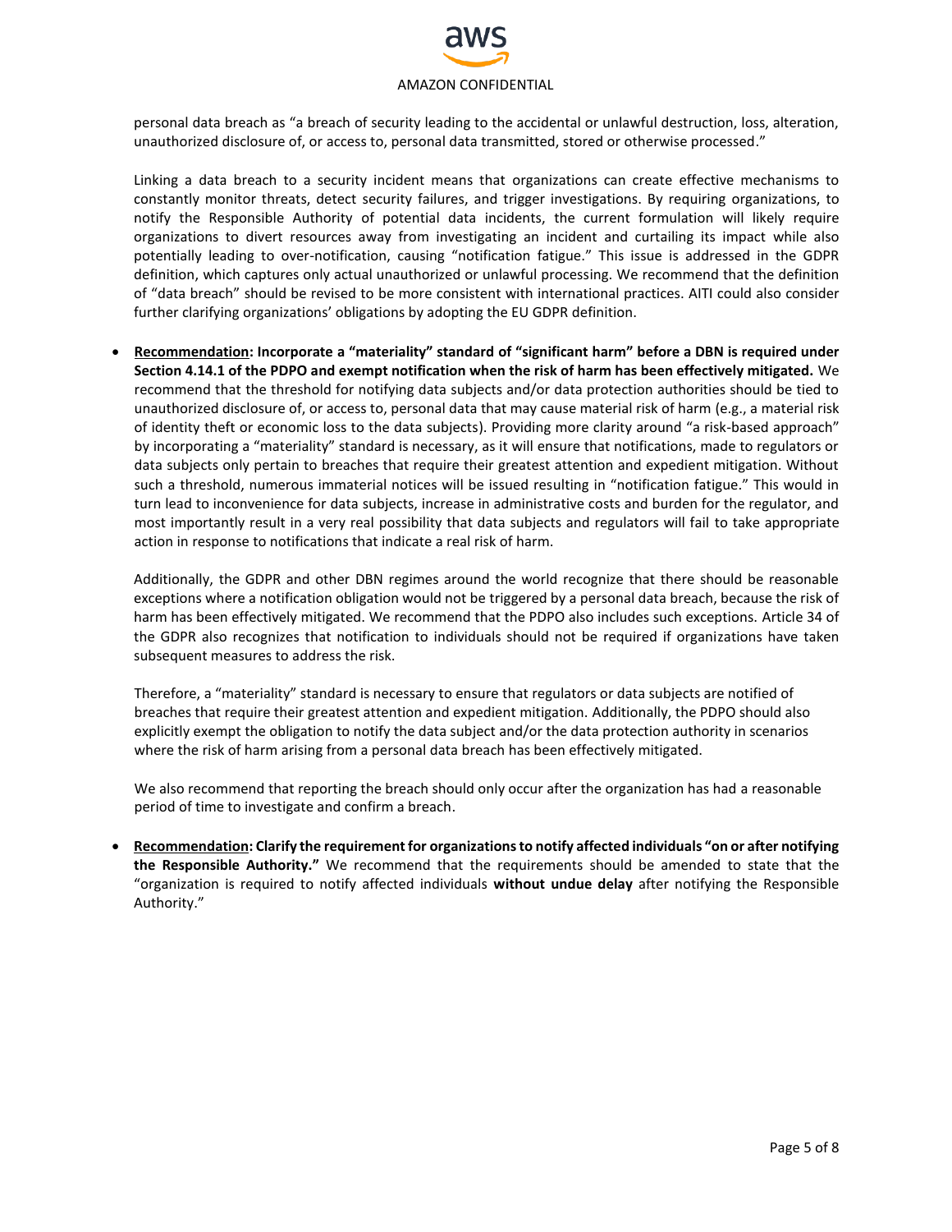personal data breach as "a breach of security leading to the accidental or unlawful destruction, loss, alteration, unauthorized disclosure of, or access to, personal data transmitted, stored or otherwise processed."

Linking a data breach to a security incident means that organizations can create effective mechanisms to constantly monitor threats, detect security failures, and trigger investigations. By requiring organizations, to notify the Responsible Authority of potential data incidents, the current formulation will likely require organizations to divert resources away from investigating an incident and curtailing its impact while also potentially leading to over-notification, causing "notification fatigue." This issue is addressed in the GDPR definition, which captures only actual unauthorized or unlawful processing. We recommend that the definition of "data breach" should be revised to be more consistent with international practices. AITI could also consider further clarifying organizations' obligations by adopting the EU GDPR definition.

- <u>Recommendation</u>**: Incorporate a "materiality" standard of "significant harm" before a DBN is required under Section 4.14.1 of the PDPO and exempt notification when the risk of harm has been effectively mitigated.** We recommend that the threshold for notifying data subjects and/or data protection authorities should be tied to unauthorized disclosure of, or access to, personal data that may cause material risk of harm (e.g., a material risk of identity theft or economic loss to the data subjects). Providing more clarity around "a risk-based approach" by incorporating a "materiality" standard is necessary, as it will ensure that notifications, made to regulators or data subjects only pertain to breaches that require their greatest attention and expedient mitigation. Without such a threshold, numerous immaterial notices will be issued resulting in "notification fatigue." This would in turn lead to inconvenience for data subjects, increase in administrative costs and burden for the regulator, and most importantly result in a very real possibility that data subjects and regulators will fail to take appropriate action in response to notifications that indicate a real risk of harm.

  Additionally, the GDPR and other DBN regimes around the world recognize that there should be reasonable exceptions where a notification obligation would not be triggered by a personal data breach, because the risk of harm has been effectively mitigated. We recommend that the PDPO also includes such exceptions. Article 34 of the GDPR also recognizes that notification to individuals should not be required if organizations have taken subsequent measures to address the risk.

  Therefore, a "materiality" standard is necessary to ensure that regulators or data subjects are notified of breaches that require their greatest attention and expedient mitigation. Additionally, the PDPO should also explicitly exempt the obligation to notify the data subject and/or the data protection authority in scenarios where the risk of harm arising from a personal data breach has been effectively mitigated.

  We also recommend that reporting the breach should only occur after the organization has had a reasonable period of time to investigate and confirm a breach.

- <u>Recommendation</u>**: Clarify the requirement for organizations to notify affected individuals "on or after notifying the Responsible Authority."** We recommend that the requirements should be amended to state that the "organization is required to notify affected individuals **without undue delay** after notifying the Responsible Authority."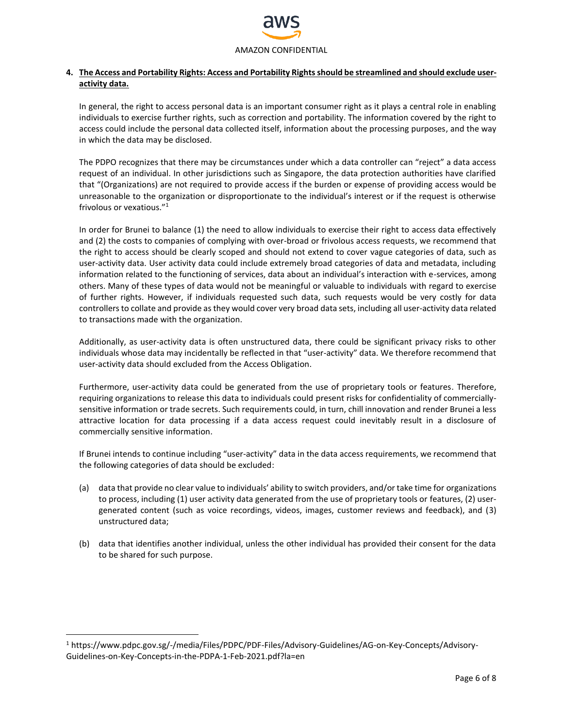**4. The Access and Portability Rights: Access and Portability Rights should be streamlined and should exclude user-activity data.**

In general, the right to access personal data is an important consumer right as it plays a central role in enabling individuals to exercise further rights, such as correction and portability. The information covered by the right to access could include the personal data collected itself, information about the processing purposes, and the way in which the data may be disclosed.

The PDPO recognizes that there may be circumstances under which a data controller can "reject" a data access request of an individual. In other jurisdictions such as Singapore, the data protection authorities have clarified that "(Organizations) are not required to provide access if the burden or expense of providing access would be unreasonable to the organization or disproportionate to the individual's interest or if the request is otherwise frivolous or vexatious."[1]

In order for Brunei to balance (1) the need to allow individuals to exercise their right to access data effectively and (2) the costs to companies of complying with over-broad or frivolous access requests, we recommend that the right to access should be clearly scoped and should not extend to cover vague categories of data, such as user-activity data. User activity data could include extremely broad categories of data and metadata, including information related to the functioning of services, data about an individual's interaction with e-services, among others. Many of these types of data would not be meaningful or valuable to individuals with regard to exercise of further rights. However, if individuals requested such data, such requests would be very costly for data controllers to collate and provide as they would cover very broad data sets, including all user-activity data related to transactions made with the organization.

Additionally, as user-activity data is often unstructured data, there could be significant privacy risks to other individuals whose data may incidentally be reflected in that "user-activity" data. We therefore recommend that user-activity data should excluded from the Access Obligation.

Furthermore, user-activity data could be generated from the use of proprietary tools or features. Therefore, requiring organizations to release this data to individuals could present risks for confidentiality of commercially-sensitive information or trade secrets. Such requirements could, in turn, chill innovation and render Brunei a less attractive location for data processing if a data access request could inevitably result in a disclosure of commercially sensitive information.

If Brunei intends to continue including "user-activity" data in the data access requirements, we recommend that the following categories of data should be excluded:

(a) data that provide no clear value to individuals' ability to switch providers, and/or take time for organizations to process, including (1) user activity data generated from the use of proprietary tools or features, (2) user-generated content (such as voice recordings, videos, images, customer reviews and feedback), and (3) unstructured data;

(b) data that identifies another individual, unless the other individual has provided their consent for the data to be shared for such purpose.

---

[1] https://www.pdpc.gov.sg/-/media/Files/PDPC/PDF-Files/Advisory-Guidelines/AG-on-Key-Concepts/Advisory-Guidelines-on-Key-Concepts-in-the-PDPA-1-Feb-2021.pdf?la=en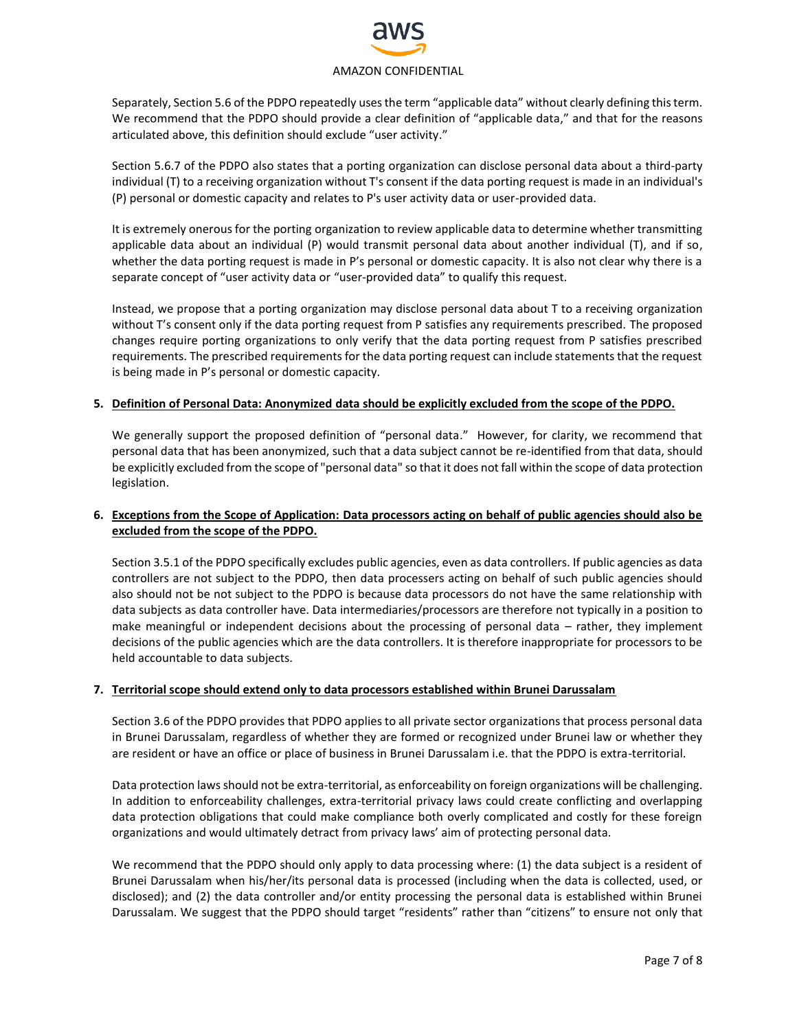Separately, Section 5.6 of the PDPO repeatedly uses the term "applicable data" without clearly defining this term. We recommend that the PDPO should provide a clear definition of "applicable data," and that for the reasons articulated above, this definition should exclude "user activity."

Section 5.6.7 of the PDPO also states that a porting organization can disclose personal data about a third-party individual (T) to a receiving organization without T's consent if the data porting request is made in an individual's (P) personal or domestic capacity and relates to P's user activity data or user-provided data.

It is extremely onerous for the porting organization to review applicable data to determine whether transmitting applicable data about an individual (P) would transmit personal data about another individual (T), and if so, whether the data porting request is made in P's personal or domestic capacity. It is also not clear why there is a separate concept of "user activity data or "user-provided data" to qualify this request.

Instead, we propose that a porting organization may disclose personal data about T to a receiving organization without T's consent only if the data porting request from P satisfies any requirements prescribed. The proposed changes require porting organizations to only verify that the data porting request from P satisfies prescribed requirements. The prescribed requirements for the data porting request can include statements that the request is being made in P's personal or domestic capacity.

5. **Definition of Personal Data: Anonymized data should be explicitly excluded from the scope of the PDPO.**

   We generally support the proposed definition of "personal data." However, for clarity, we recommend that personal data that has been anonymized, such that a data subject cannot be re-identified from that data, should be explicitly excluded from the scope of "personal data" so that it does not fall within the scope of data protection legislation.

6. **Exceptions from the Scope of Application: Data processors acting on behalf of public agencies should also be excluded from the scope of the PDPO.**

   Section 3.5.1 of the PDPO specifically excludes public agencies, even as data controllers. If public agencies as data controllers are not subject to the PDPO, then data processers acting on behalf of such public agencies should also should not be not subject to the PDPO is because data processors do not have the same relationship with data subjects as data controller have. Data intermediaries/processors are therefore not typically in a position to make meaningful or independent decisions about the processing of personal data – rather, they implement decisions of the public agencies which are the data controllers. It is therefore inappropriate for processors to be held accountable to data subjects.

7. **Territorial scope should extend only to data processors established within Brunei Darussalam**

   Section 3.6 of the PDPO provides that PDPO applies to all private sector organizations that process personal data in Brunei Darussalam, regardless of whether they are formed or recognized under Brunei law or whether they are resident or have an office or place of business in Brunei Darussalam i.e. that the PDPO is extra-territorial.

   Data protection laws should not be extra-territorial, as enforceability on foreign organizations will be challenging. In addition to enforceability challenges, extra-territorial privacy laws could create conflicting and overlapping data protection obligations that could make compliance both overly complicated and costly for these foreign organizations and would ultimately detract from privacy laws' aim of protecting personal data.

   We recommend that the PDPO should only apply to data processing where: (1) the data subject is a resident of Brunei Darussalam when his/her/its personal data is processed (including when the data is collected, used, or disclosed); and (2) the data controller and/or entity processing the personal data is established within Brunei Darussalam. We suggest that the PDPO should target "residents" rather than "citizens" to ensure not only that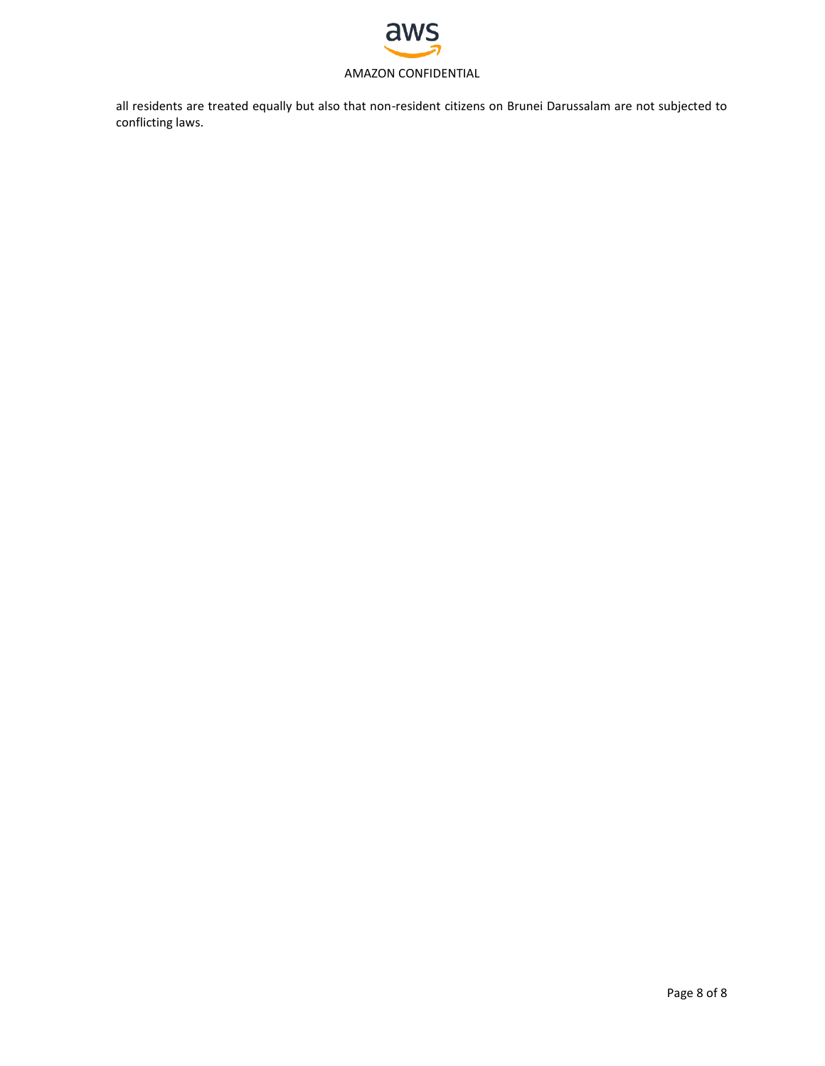all residents are treated equally but also that non-resident citizens on Brunei Darussalam are not subjected to conflicting laws.